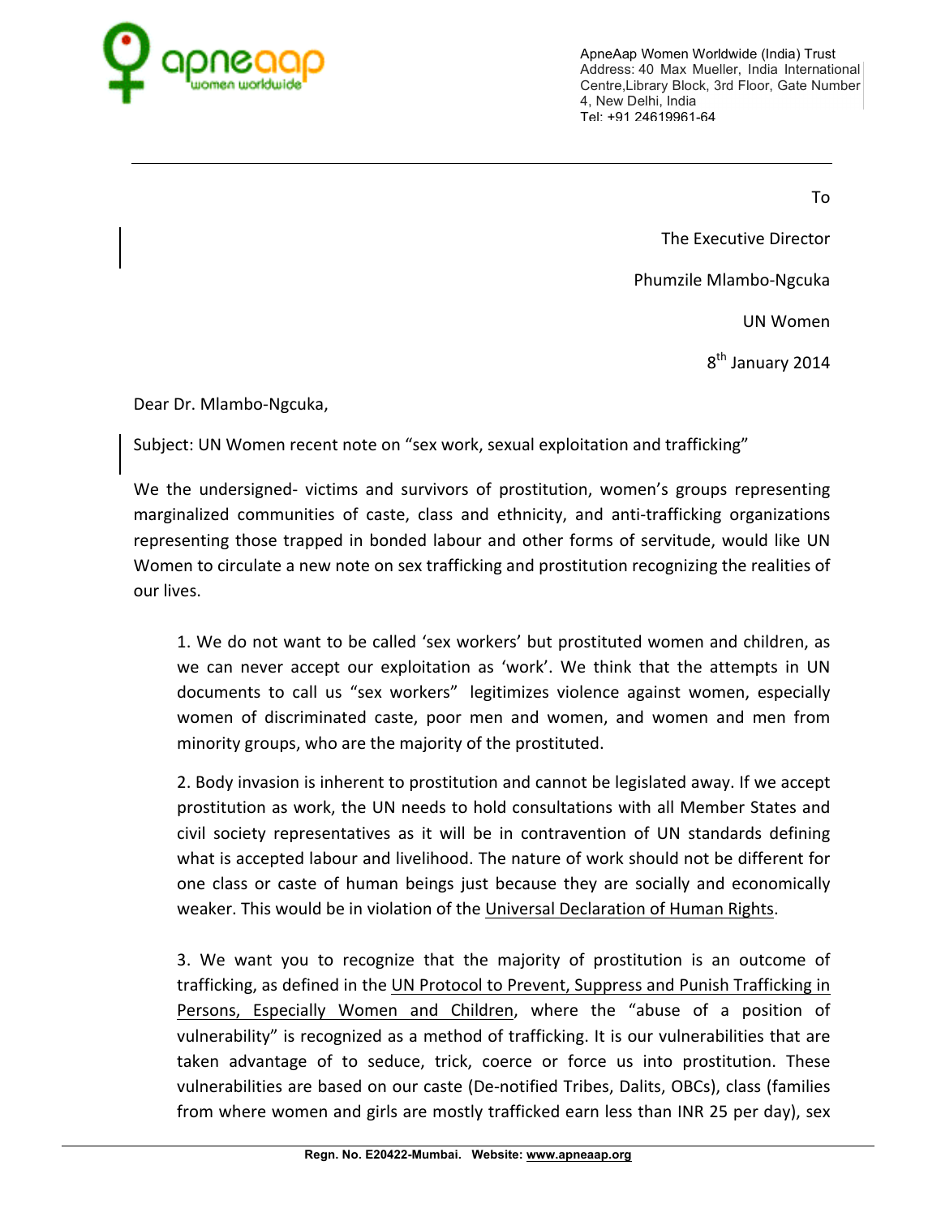ApneAap Women Worldwide (India) Trust
Address: 40 Max Mueller, India International Centre,Library Block, 3rd Floor, Gate Number 4, New Delhi, India
Tel: +91 24619961-64

---

To

The Executive Director

Phumzile Mlambo-Ngcuka

UN Women

8th January 2014

Dear Dr. Mlambo-Ngcuka,

Subject: UN Women recent note on "sex work, sexual exploitation and trafficking"

We the undersigned- victims and survivors of prostitution, women's groups representing marginalized communities of caste, class and ethnicity, and anti-trafficking organizations representing those trapped in bonded labour and other forms of servitude, would like UN Women to circulate a new note on sex trafficking and prostitution recognizing the realities of our lives.

1. We do not want to be called 'sex workers' but prostituted women and children, as we can never accept our exploitation as 'work'. We think that the attempts in UN documents to call us "sex workers" legitimizes violence against women, especially women of discriminated caste, poor men and women, and women and men from minority groups, who are the majority of the prostituted.

2. Body invasion is inherent to prostitution and cannot be legislated away. If we accept prostitution as work, the UN needs to hold consultations with all Member States and civil society representatives as it will be in contravention of UN standards defining what is accepted labour and livelihood. The nature of work should not be different for one class or caste of human beings just because they are socially and economically weaker. This would be in violation of the Universal Declaration of Human Rights.

3. We want you to recognize that the majority of prostitution is an outcome of trafficking, as defined in the UN Protocol to Prevent, Suppress and Punish Trafficking in Persons, Especially Women and Children, where the "abuse of a position of vulnerability" is recognized as a method of trafficking. It is our vulnerabilities that are taken advantage of to seduce, trick, coerce or force us into prostitution. These vulnerabilities are based on our caste (De-notified Tribes, Dalits, OBCs), class (families from where women and girls are mostly trafficked earn less than INR 25 per day), sex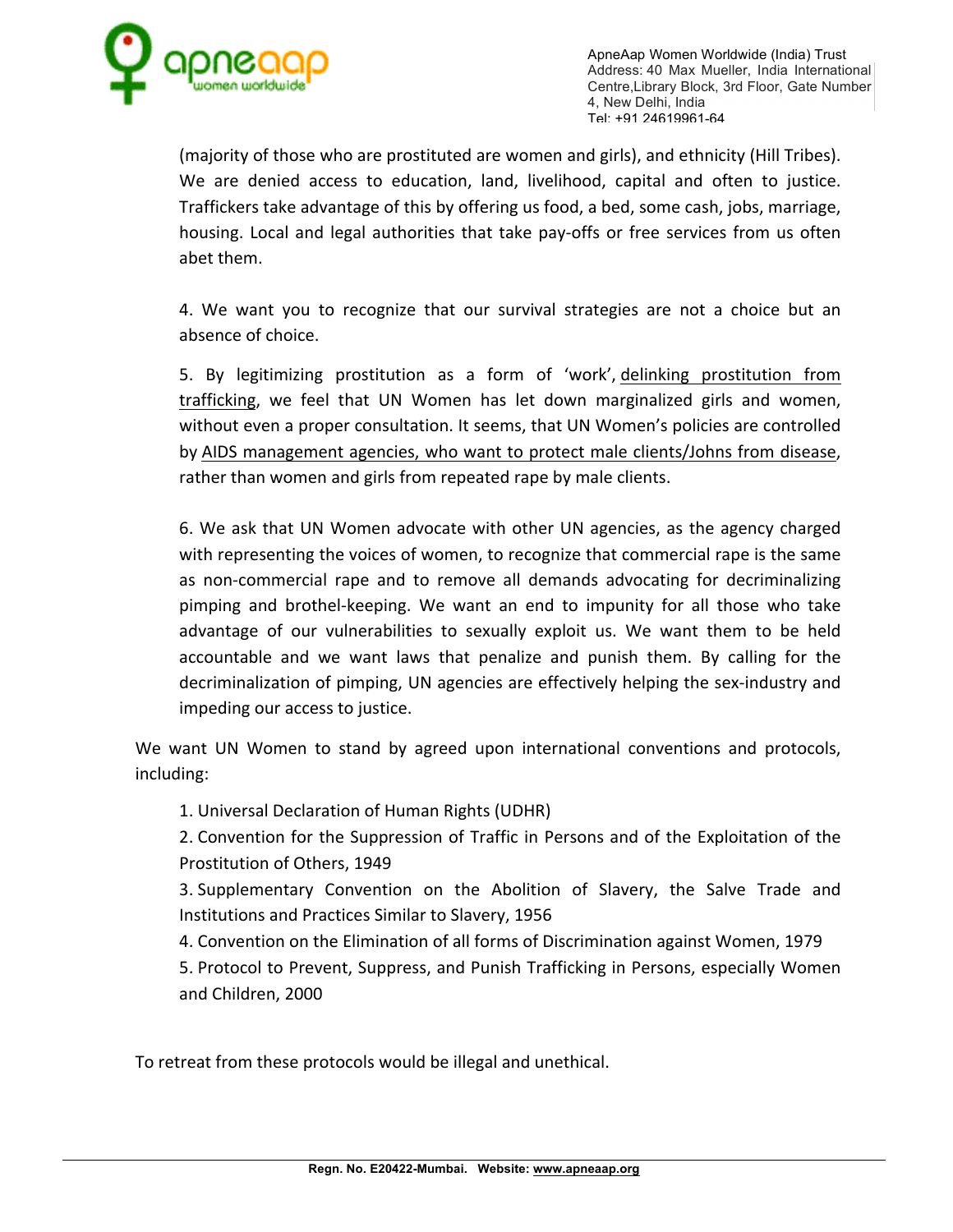(majority of those who are prostituted are women and girls), and ethnicity (Hill Tribes). We are denied access to education, land, livelihood, capital and often to justice. Traffickers take advantage of this by offering us food, a bed, some cash, jobs, marriage, housing. Local and legal authorities that take pay-offs or free services from us often abet them.

4. We want you to recognize that our survival strategies are not a choice but an absence of choice.

5. By legitimizing prostitution as a form of 'work', delinking prostitution from trafficking, we feel that UN Women has let down marginalized girls and women, without even a proper consultation. It seems, that UN Women's policies are controlled by AIDS management agencies, who want to protect male clients/Johns from disease, rather than women and girls from repeated rape by male clients.

6. We ask that UN Women advocate with other UN agencies, as the agency charged with representing the voices of women, to recognize that commercial rape is the same as non-commercial rape and to remove all demands advocating for decriminalizing pimping and brothel-keeping. We want an end to impunity for all those who take advantage of our vulnerabilities to sexually exploit us. We want them to be held accountable and we want laws that penalize and punish them. By calling for the decriminalization of pimping, UN agencies are effectively helping the sex-industry and impeding our access to justice.

We want UN Women to stand by agreed upon international conventions and protocols, including:

1. Universal Declaration of Human Rights (UDHR)
2. Convention for the Suppression of Traffic in Persons and of the Exploitation of the Prostitution of Others, 1949
3. Supplementary Convention on the Abolition of Slavery, the Salve Trade and Institutions and Practices Similar to Slavery, 1956
4. Convention on the Elimination of all forms of Discrimination against Women, 1979
5. Protocol to Prevent, Suppress, and Punish Trafficking in Persons, especially Women and Children, 2000

To retreat from these protocols would be illegal and unethical.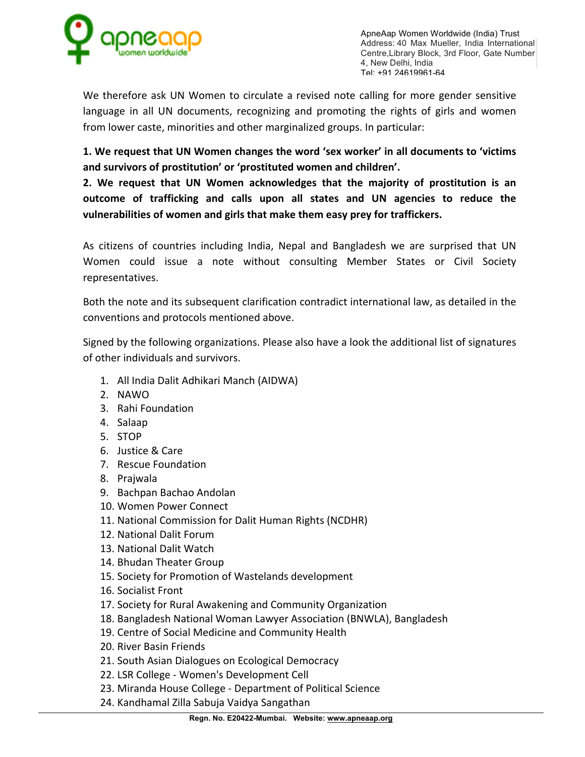We therefore ask UN Women to circulate a revised note calling for more gender sensitive language in all UN documents, recognizing and promoting the rights of girls and women from lower caste, minorities and other marginalized groups. In particular:

**1. We request that UN Women changes the word 'sex worker' in all documents to 'victims and survivors of prostitution' or 'prostituted women and children'.**
**2. We request that UN Women acknowledges that the majority of prostitution is an outcome of trafficking and calls upon all states and UN agencies to reduce the vulnerabilities of women and girls that make them easy prey for traffickers.**

As citizens of countries including India, Nepal and Bangladesh we are surprised that UN Women could issue a note without consulting Member States or Civil Society representatives.

Both the note and its subsequent clarification contradict international law, as detailed in the conventions and protocols mentioned above.

Signed by the following organizations. Please also have a look the additional list of signatures of other individuals and survivors.

1. All India Dalit Adhikari Manch (AIDWA)
2. NAWO
3. Rahi Foundation
4. Salaap
5. STOP
6. Justice & Care
7. Rescue Foundation
8. Prajwala
9. Bachpan Bachao Andolan
10. Women Power Connect
11. National Commission for Dalit Human Rights (NCDHR)
12. National Dalit Forum
13. National Dalit Watch
14. Bhudan Theater Group
15. Society for Promotion of Wastelands development
16. Socialist Front
17. Society for Rural Awakening and Community Organization
18. Bangladesh National Woman Lawyer Association (BNWLA), Bangladesh
19. Centre of Social Medicine and Community Health
20. River Basin Friends
21. South Asian Dialogues on Ecological Democracy
22. LSR College - Women's Development Cell
23. Miranda House College - Department of Political Science
24. Kandhamal Zilla Sabuja Vaidya Sangathan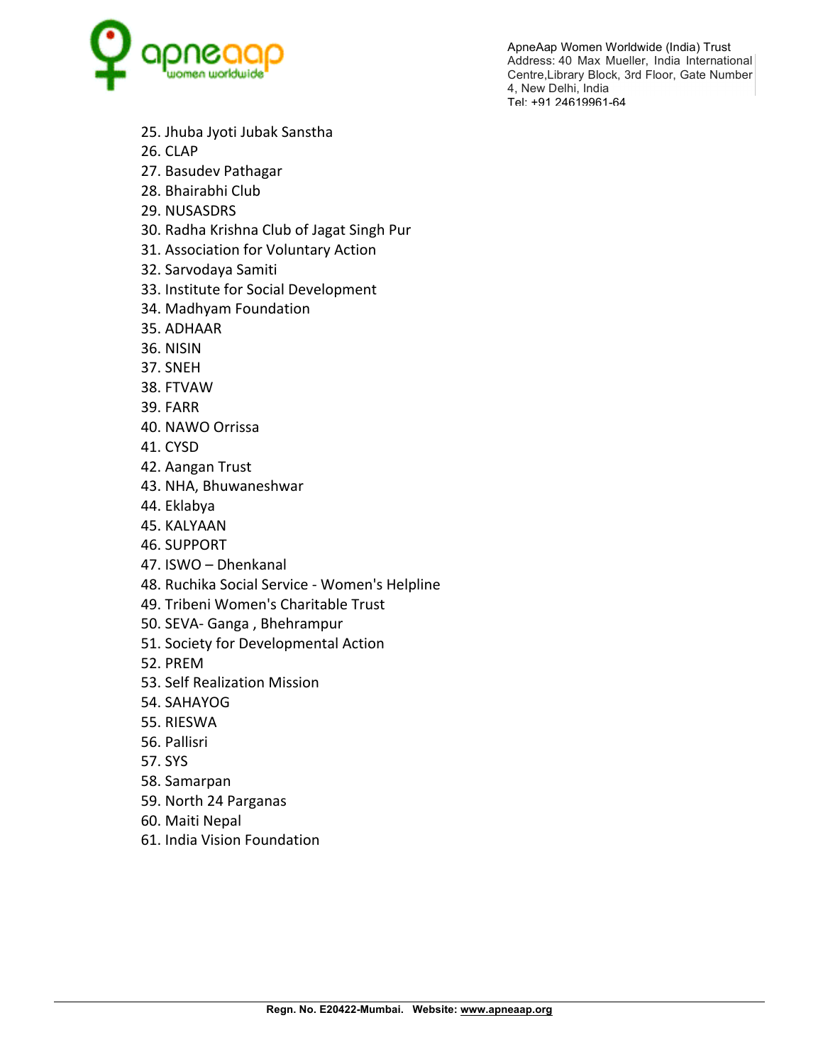25. Jhuba Jyoti Jubak Sanstha
26. CLAP
27. Basudev Pathagar
28. Bhairabhi Club
29. NUSASDRS
30. Radha Krishna Club of Jagat Singh Pur
31. Association for Voluntary Action
32. Sarvodaya Samiti
33. Institute for Social Development
34. Madhyam Foundation
35. ADHAAR
36. NISIN
37. SNEH
38. FTVAW
39. FARR
40. NAWO Orrissa
41. CYSD
42. Aangan Trust
43. NHA, Bhuwaneshwar
44. Eklabya
45. KALYAAN
46. SUPPORT
47. ISWO – Dhenkanal
48. Ruchika Social Service - Women's Helpline
49. Tribeni Women's Charitable Trust
50. SEVA- Ganga , Bhehrampur
51. Society for Developmental Action
52. PREM
53. Self Realization Mission
54. SAHAYOG
55. RIESWA
56. Pallisri
57. SYS
58. Samarpan
59. North 24 Parganas
60. Maiti Nepal
61. India Vision Foundation